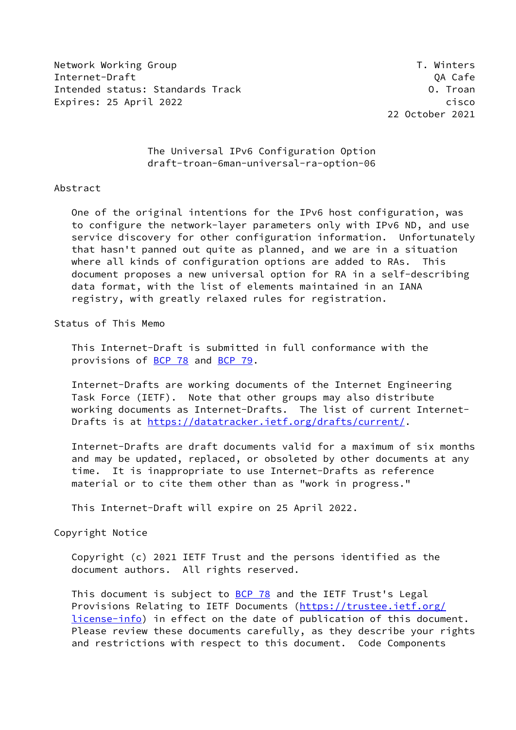Network Working Group T. Winters
Internet-Draft QA Cafe
Intended status: Standards Track O. Troan
Expires: 25 April 2022 cisco
22 October 2021

# The Universal IPv6 Configuration Option
draft-troan-6man-universal-ra-option-06

## Abstract

One of the original intentions for the IPv6 host configuration, was to configure the network-layer parameters only with IPv6 ND, and use service discovery for other configuration information. Unfortunately that hasn't panned out quite as planned, and we are in a situation where all kinds of configuration options are added to RAs. This document proposes a new universal option for RA in a self-describing data format, with the list of elements maintained in an IANA registry, with greatly relaxed rules for registration.

## Status of This Memo

This Internet-Draft is submitted in full conformance with the provisions of BCP 78 and BCP 79.

Internet-Drafts are working documents of the Internet Engineering Task Force (IETF). Note that other groups may also distribute working documents as Internet-Drafts. The list of current Internet-Drafts is at https://datatracker.ietf.org/drafts/current/.

Internet-Drafts are draft documents valid for a maximum of six months and may be updated, replaced, or obsoleted by other documents at any time. It is inappropriate to use Internet-Drafts as reference material or to cite them other than as "work in progress."

This Internet-Draft will expire on 25 April 2022.

## Copyright Notice

Copyright (c) 2021 IETF Trust and the persons identified as the document authors. All rights reserved.

This document is subject to BCP 78 and the IETF Trust's Legal Provisions Relating to IETF Documents (https://trustee.ietf.org/license-info) in effect on the date of publication of this document. Please review these documents carefully, as they describe your rights and restrictions with respect to this document. Code Components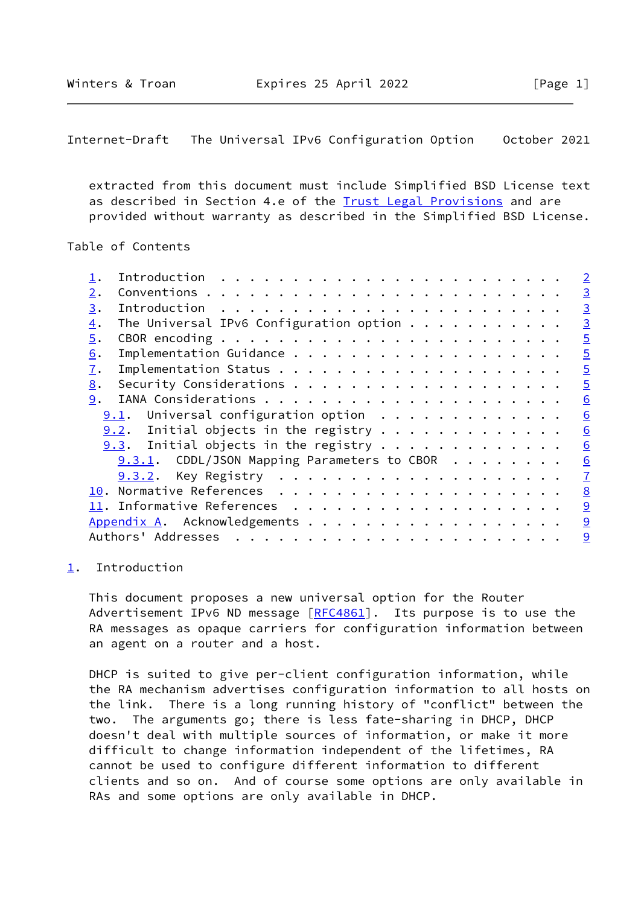extracted from this document must include Simplified BSD License text as described in Section 4.e of the Trust Legal Provisions and are provided without warranty as described in the Simplified BSD License.

## Table of Contents

- 1. Introduction . . . . . . . . . . . . . . . . . . . . . . . . 2
- 2. Conventions . . . . . . . . . . . . . . . . . . . . . . . . 3
- 3. Introduction . . . . . . . . . . . . . . . . . . . . . . . . 3
- 4. The Universal IPv6 Configuration option . . . . . . . . . . . 3
- 5. CBOR encoding . . . . . . . . . . . . . . . . . . . . . . . . 5
- 6. Implementation Guidance . . . . . . . . . . . . . . . . . . . 5
- 7. Implementation Status . . . . . . . . . . . . . . . . . . . . 5
- 8. Security Considerations . . . . . . . . . . . . . . . . . . . 5
- 9. IANA Considerations . . . . . . . . . . . . . . . . . . . . . 6
  - 9.1. Universal configuration option . . . . . . . . . . . . . 6
  - 9.2. Initial objects in the registry . . . . . . . . . . . . . 6
  - 9.3. Initial objects in the registry . . . . . . . . . . . . . 6
    - 9.3.1. CDDL/JSON Mapping Parameters to CBOR . . . . . . . . 6
    - 9.3.2. Key Registry . . . . . . . . . . . . . . . . . . . . 7
- 10. Normative References . . . . . . . . . . . . . . . . . . . . 8
- 11. Informative References . . . . . . . . . . . . . . . . . . . 9
- Appendix A. Acknowledgements . . . . . . . . . . . . . . . . . . 9
- Authors' Addresses . . . . . . . . . . . . . . . . . . . . . . . 9

## 1. Introduction

This document proposes a new universal option for the Router Advertisement IPv6 ND message [RFC4861]. Its purpose is to use the RA messages as opaque carriers for configuration information between an agent on a router and a host.

DHCP is suited to give per-client configuration information, while the RA mechanism advertises configuration information to all hosts on the link. There is a long running history of "conflict" between the two. The arguments go; there is less fate-sharing in DHCP, DHCP doesn't deal with multiple sources of information, or make it more difficult to change information independent of the lifetimes, RA cannot be used to configure different information to different clients and so on. And of course some options are only available in RAs and some options are only available in DHCP.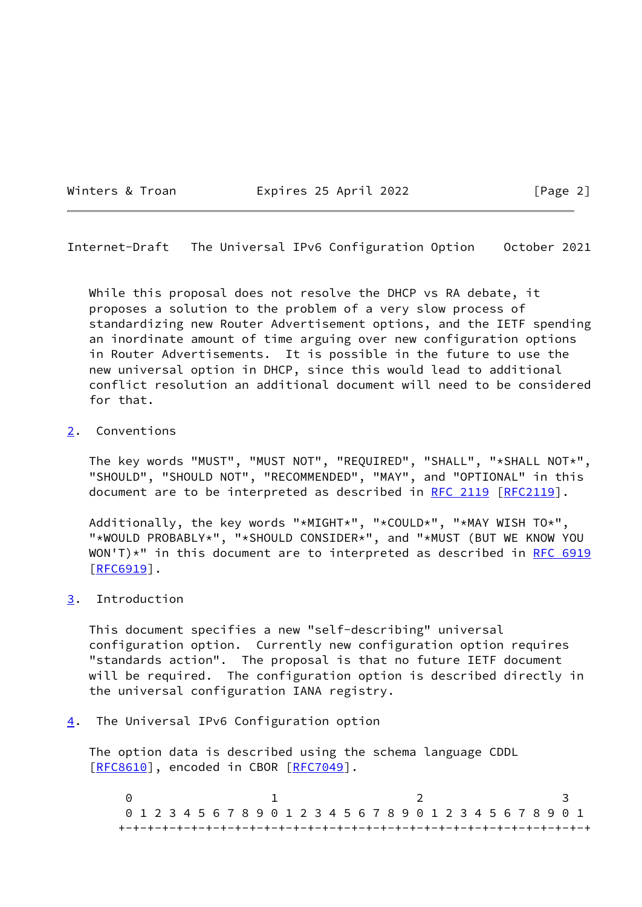While this proposal does not resolve the DHCP vs RA debate, it proposes a solution to the problem of a very slow process of standardizing new Router Advertisement options, and the IETF spending an inordinate amount of time arguing over new configuration options in Router Advertisements. It is possible in the future to use the new universal option in DHCP, since this would lead to additional conflict resolution an additional document will need to be considered for that.

## 2. Conventions

The key words "MUST", "MUST NOT", "REQUIRED", "SHALL", "*SHALL NOT*", "SHOULD", "SHOULD NOT", "RECOMMENDED", "MAY", and "OPTIONAL" in this document are to be interpreted as described in RFC 2119 [RFC2119].

Additionally, the key words "*MIGHT*", "*COULD*", "*MAY WISH TO*", "*WOULD PROBABLY*", "*SHOULD CONSIDER*", and "*MUST (BUT WE KNOW YOU WON'T)*" in this document are to interpreted as described in RFC 6919 [RFC6919].

## 3. Introduction

This document specifies a new "self-describing" universal configuration option. Currently new configuration option requires "standards action". The proposal is that no future IETF document will be required. The configuration option is described directly in the universal configuration IANA registry.

## 4. The Universal IPv6 Configuration option

The option data is described using the schema language CDDL [RFC8610], encoded in CBOR [RFC7049].

```
 0                   1                   2                   3
 0 1 2 3 4 5 6 7 8 9 0 1 2 3 4 5 6 7 8 9 0 1 2 3 4 5 6 7 8 9 0 1
+-+-+-+-+-+-+-+-+-+-+-+-+-+-+-+-+-+-+-+-+-+-+-+-+-+-+-+-+-+-+-+-+
```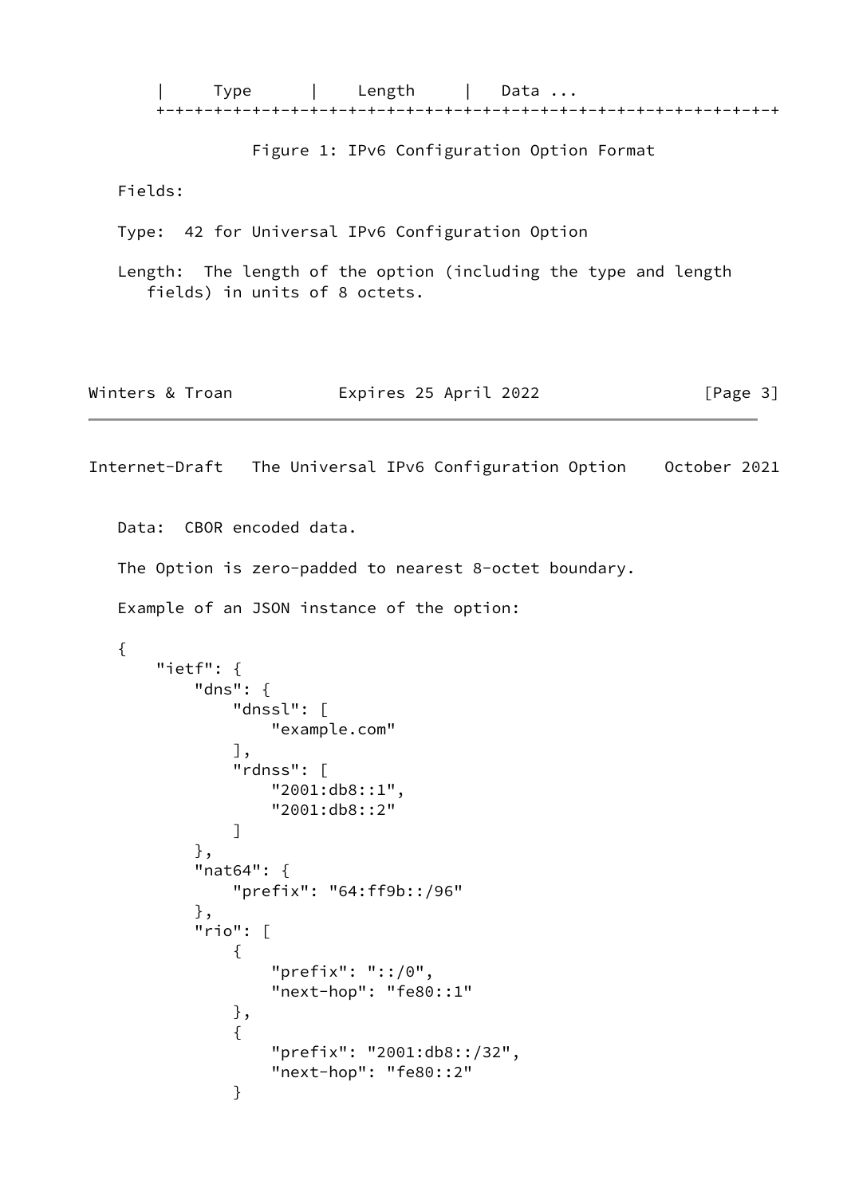```
|     Type      |    Length     |   Data ...
+-+-+-+-+-+-+-+-+-+-+-+-+-+-+-+-+-+-+-+-+-+-+-+-+-+-+-+-+-+-+-+-+
```

Figure 1: IPv6 Configuration Option Format

Fields:

Type: 42 for Universal IPv6 Configuration Option

Length: The length of the option (including the type and length fields) in units of 8 octets.

Data: CBOR encoded data.

The Option is zero-padded to nearest 8-octet boundary.

Example of an JSON instance of the option:

```
{
    "ietf": {
        "dns": {
            "dnssl": [
                "example.com"
            ],
            "rdnss": [
                "2001:db8::1",
                "2001:db8::2"
            ]
        },
        "nat64": {
            "prefix": "64:ff9b::/96"
        },
        "rio": [
            {
                "prefix": "::/0",
                "next-hop": "fe80::1"
            },
            {
                "prefix": "2001:db8::/32",
                "next-hop": "fe80::2"
            }
```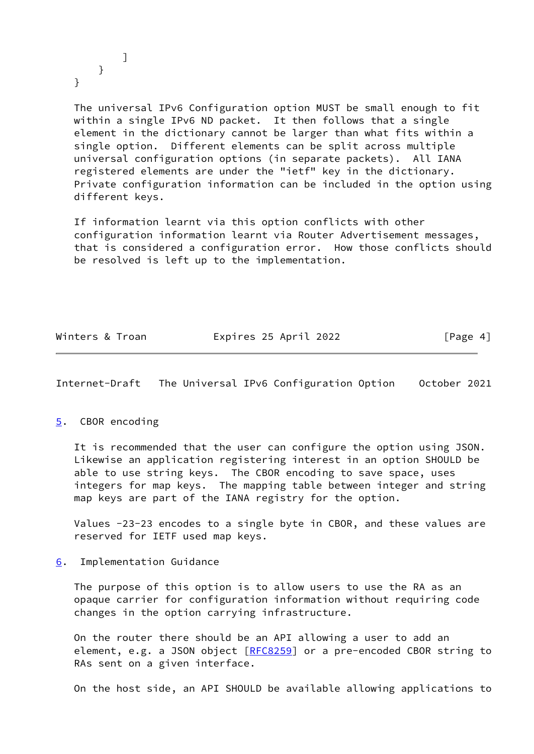```
         ]
     }
}
```

The universal IPv6 Configuration option MUST be small enough to fit within a single IPv6 ND packet. It then follows that a single element in the dictionary cannot be larger than what fits within a single option. Different elements can be split across multiple universal configuration options (in separate packets). All IANA registered elements are under the "ietf" key in the dictionary. Private configuration information can be included in the option using different keys.

If information learnt via this option conflicts with other configuration information learnt via Router Advertisement messages, that is considered a configuration error. How those conflicts should be resolved is left up to the implementation.

## 5. CBOR encoding

It is recommended that the user can configure the option using JSON. Likewise an application registering interest in an option SHOULD be able to use string keys. The CBOR encoding to save space, uses integers for map keys. The mapping table between integer and string map keys are part of the IANA registry for the option.

Values -23-23 encodes to a single byte in CBOR, and these values are reserved for IETF used map keys.

## 6. Implementation Guidance

The purpose of this option is to allow users to use the RA as an opaque carrier for configuration information without requiring code changes in the option carrying infrastructure.

On the router there should be an API allowing a user to add an element, e.g. a JSON object [RFC8259] or a pre-encoded CBOR string to RAs sent on a given interface.

On the host side, an API SHOULD be available allowing applications to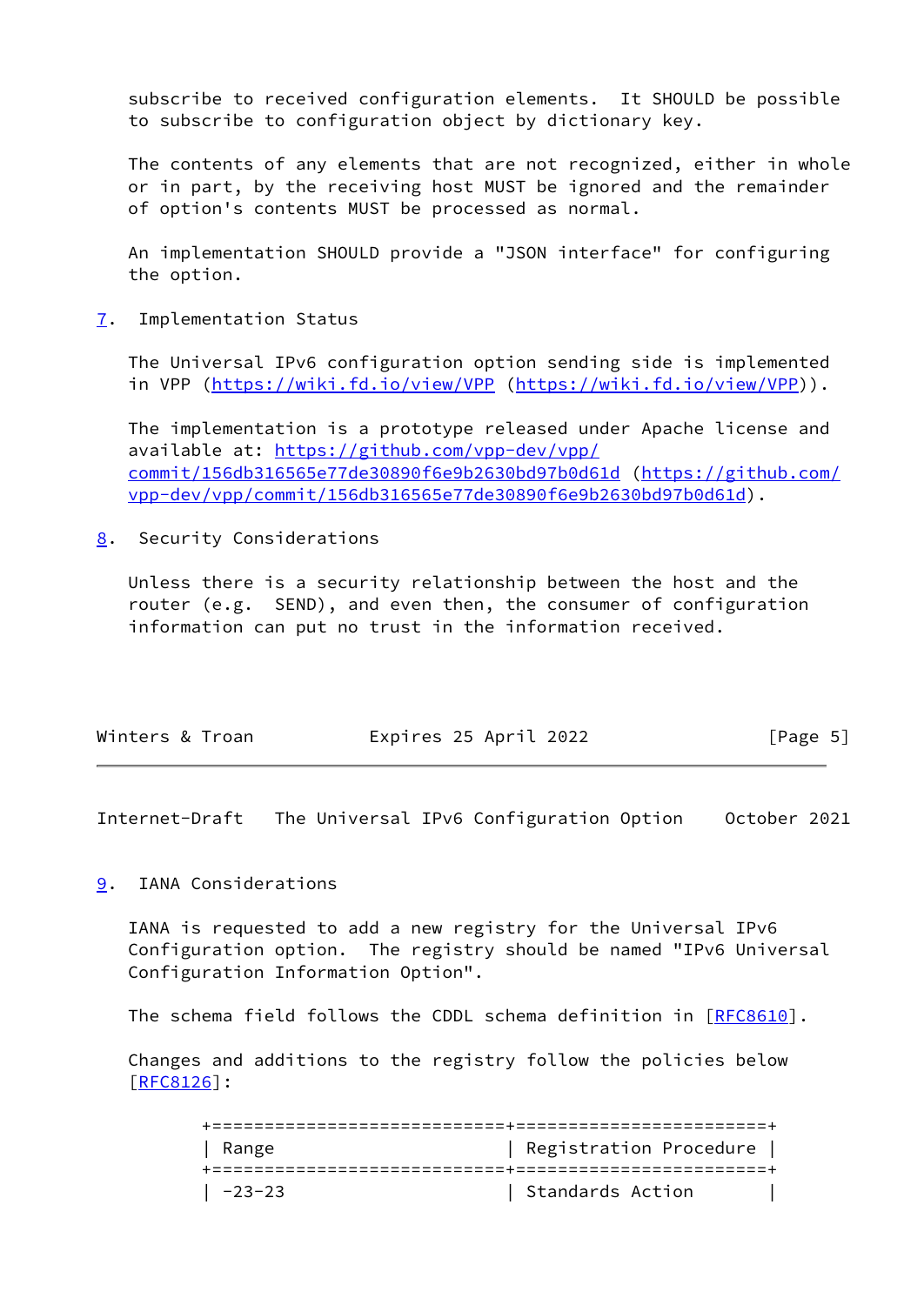subscribe to received configuration elements. It SHOULD be possible to subscribe to configuration object by dictionary key.

The contents of any elements that are not recognized, either in whole or in part, by the receiving host MUST be ignored and the remainder of option's contents MUST be processed as normal.

An implementation SHOULD provide a "JSON interface" for configuring the option.

## 7. Implementation Status

The Universal IPv6 configuration option sending side is implemented in VPP (https://wiki.fd.io/view/VPP (https://wiki.fd.io/view/VPP)).

The implementation is a prototype released under Apache license and available at: https://github.com/vpp-dev/vpp/commit/156db316565e77de30890f6e9b2630bd97b0d61d (https://github.com/vpp-dev/vpp/commit/156db316565e77de30890f6e9b2630bd97b0d61d).

## 8. Security Considerations

Unless there is a security relationship between the host and the router (e.g. SEND), and even then, the consumer of configuration information can put no trust in the information received.

## 9. IANA Considerations

IANA is requested to add a new registry for the Universal IPv6 Configuration option. The registry should be named "IPv6 Universal Configuration Information Option".

The schema field follows the CDDL schema definition in [RFC8610].

Changes and additions to the registry follow the policies below [RFC8126]:

| Range | Registration Procedure |
|---|---|
| -23-23 | Standards Action |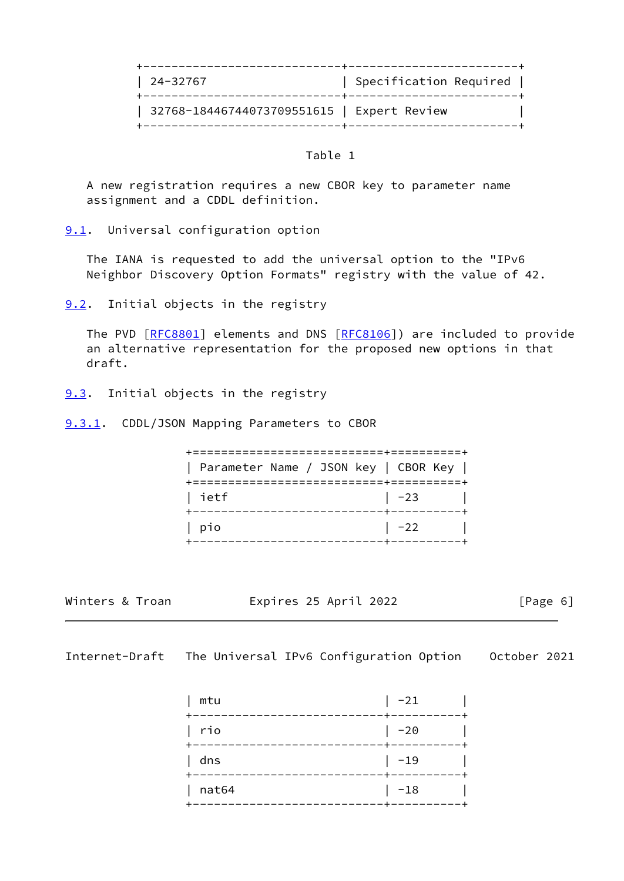| | |
|---|---|
| 24-32767 | Specification Required |
| 32768-18446744073709551615 | Expert Review |

Table 1

A new registration requires a new CBOR key to parameter name assignment and a CDDL definition.

## 9.1. Universal configuration option

The IANA is requested to add the universal option to the "IPv6 Neighbor Discovery Option Formats" registry with the value of 42.

## 9.2. Initial objects in the registry

The PVD [RFC8801] elements and DNS [RFC8106]) are included to provide an alternative representation for the proposed new options in that draft.

## 9.3. Initial objects in the registry

### 9.3.1. CDDL/JSON Mapping Parameters to CBOR

| Parameter Name / JSON key | CBOR Key |
|---|---|
| ietf | -23 |
| pio | -22 |
| mtu | -21 |
| rio | -20 |
| dns | -19 |
| nat64 | -18 |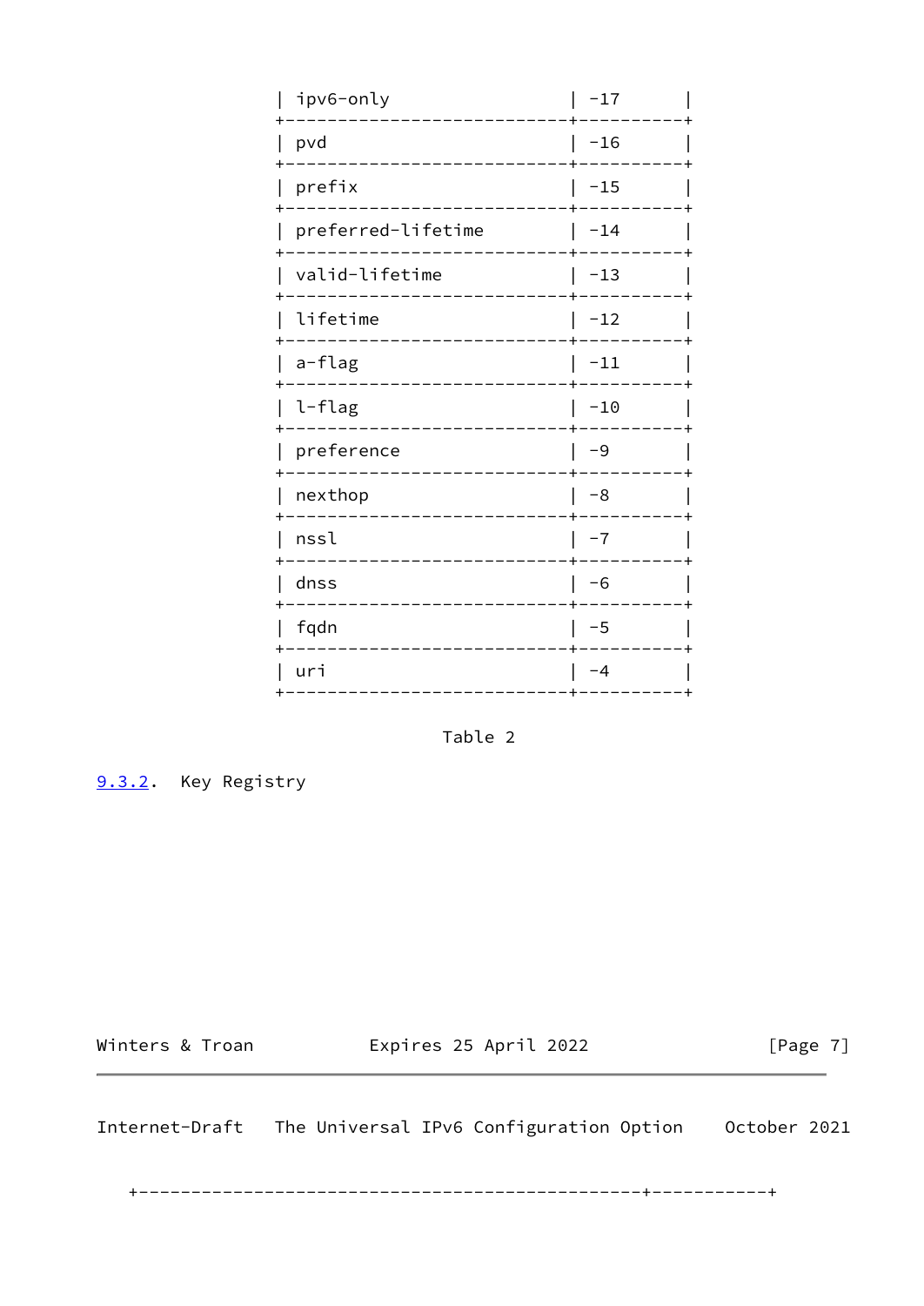| | |
|---|---|
| ipv6-only | -17 |
| pvd | -16 |
| prefix | -15 |
| preferred-lifetime | -14 |
| valid-lifetime | -13 |
| lifetime | -12 |
| a-flag | -11 |
| l-flag | -10 |
| preference | -9 |
| nexthop | -8 |
| nssl | -7 |
| dnss | -6 |
| fqdn | -5 |
| uri | -4 |

Table 2

### 9.3.2. Key Registry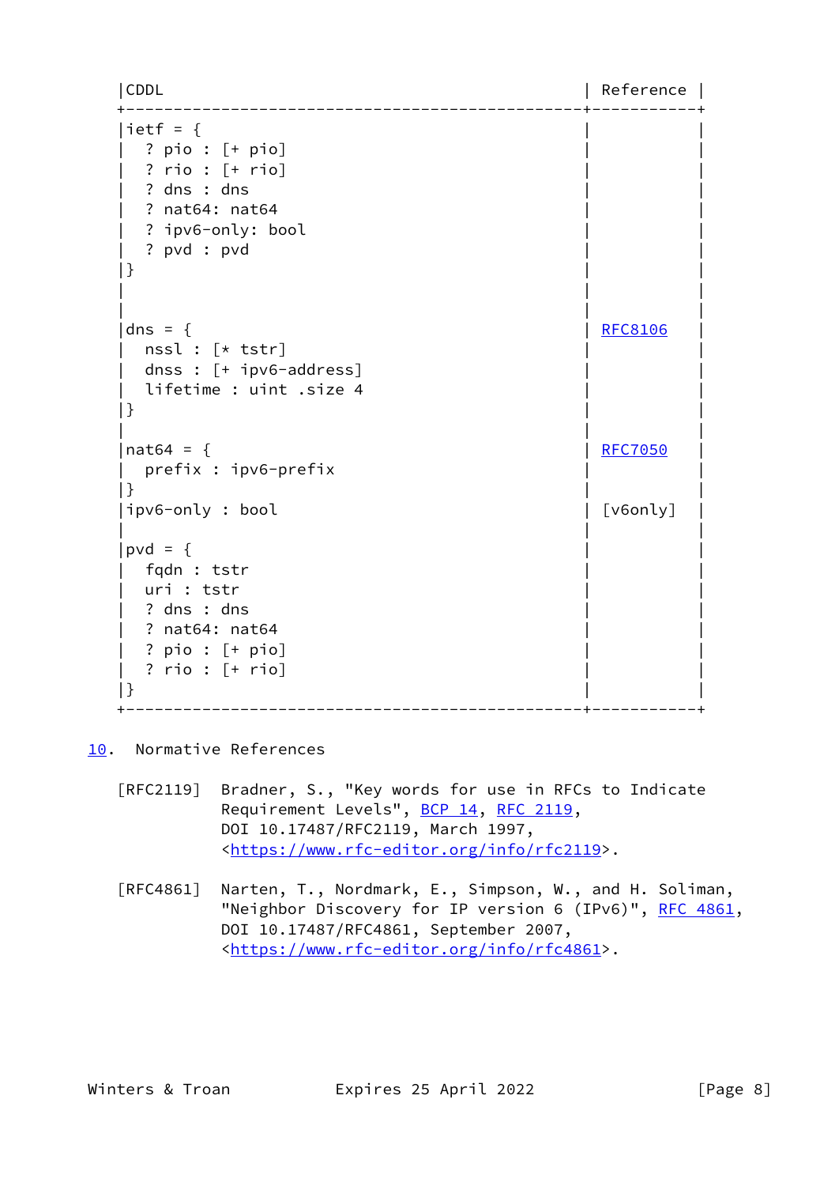| CDDL | Reference |
|---|---|
| ietf = {<br>  ? pio : [+ pio]<br>  ? rio : [+ rio]<br>  ? dns : dns<br>  ? nat64: nat64<br>  ? ipv6-only: bool<br>  ? pvd : pvd<br>} | |
| dns = {<br>  nssl : [* tstr]<br>  dnss : [+ ipv6-address]<br>  lifetime : uint .size 4<br>} | RFC8106 |
| nat64 = {<br>  prefix : ipv6-prefix<br>} | RFC7050 |
| ipv6-only : bool | [v6only] |
| pvd = {<br>  fqdn : tstr<br>  uri : tstr<br>  ? dns : dns<br>  ? nat64: nat64<br>  ? pio : [+ pio]<br>  ? rio : [+ rio]<br>} | |

## 10. Normative References

[RFC2119] Bradner, S., "Key words for use in RFCs to Indicate Requirement Levels", BCP 14, RFC 2119, DOI 10.17487/RFC2119, March 1997, <https://www.rfc-editor.org/info/rfc2119>.

[RFC4861] Narten, T., Nordmark, E., Simpson, W., and H. Soliman, "Neighbor Discovery for IP version 6 (IPv6)", RFC 4861, DOI 10.17487/RFC4861, September 2007, <https://www.rfc-editor.org/info/rfc4861>.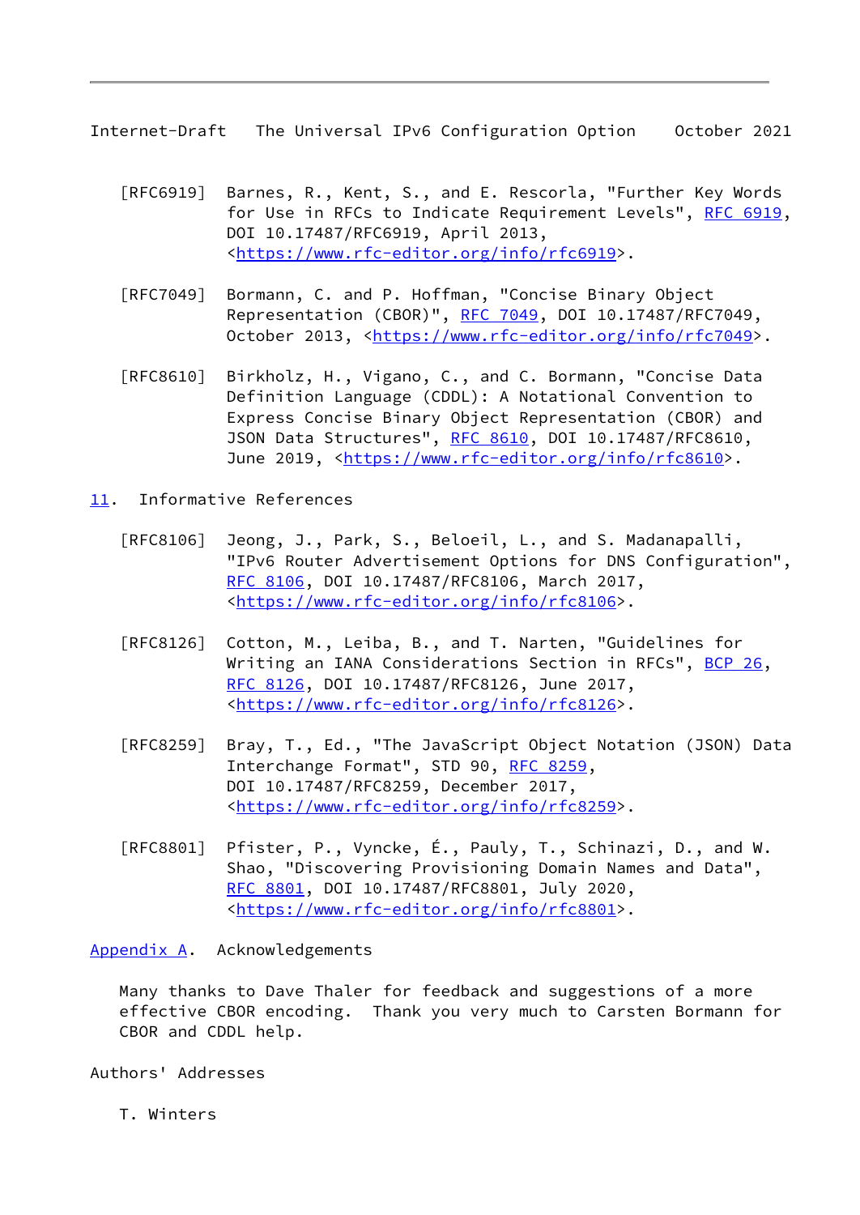[RFC6919] Barnes, R., Kent, S., and E. Rescorla, "Further Key Words for Use in RFCs to Indicate Requirement Levels", RFC 6919, DOI 10.17487/RFC6919, April 2013, <https://www.rfc-editor.org/info/rfc6919>.

[RFC7049] Bormann, C. and P. Hoffman, "Concise Binary Object Representation (CBOR)", RFC 7049, DOI 10.17487/RFC7049, October 2013, <https://www.rfc-editor.org/info/rfc7049>.

[RFC8610] Birkholz, H., Vigano, C., and C. Bormann, "Concise Data Definition Language (CDDL): A Notational Convention to Express Concise Binary Object Representation (CBOR) and JSON Data Structures", RFC 8610, DOI 10.17487/RFC8610, June 2019, <https://www.rfc-editor.org/info/rfc8610>.

## 11. Informative References

[RFC8106] Jeong, J., Park, S., Beloeil, L., and S. Madanapalli, "IPv6 Router Advertisement Options for DNS Configuration", RFC 8106, DOI 10.17487/RFC8106, March 2017, <https://www.rfc-editor.org/info/rfc8106>.

[RFC8126] Cotton, M., Leiba, B., and T. Narten, "Guidelines for Writing an IANA Considerations Section in RFCs", BCP 26, RFC 8126, DOI 10.17487/RFC8126, June 2017, <https://www.rfc-editor.org/info/rfc8126>.

[RFC8259] Bray, T., Ed., "The JavaScript Object Notation (JSON) Data Interchange Format", STD 90, RFC 8259, DOI 10.17487/RFC8259, December 2017, <https://www.rfc-editor.org/info/rfc8259>.

[RFC8801] Pfister, P., Vyncke, É., Pauly, T., Schinazi, D., and W. Shao, "Discovering Provisioning Domain Names and Data", RFC 8801, DOI 10.17487/RFC8801, July 2020, <https://www.rfc-editor.org/info/rfc8801>.

## Appendix A. Acknowledgements

Many thanks to Dave Thaler for feedback and suggestions of a more effective CBOR encoding. Thank you very much to Carsten Bormann for CBOR and CDDL help.

## Authors' Addresses

T. Winters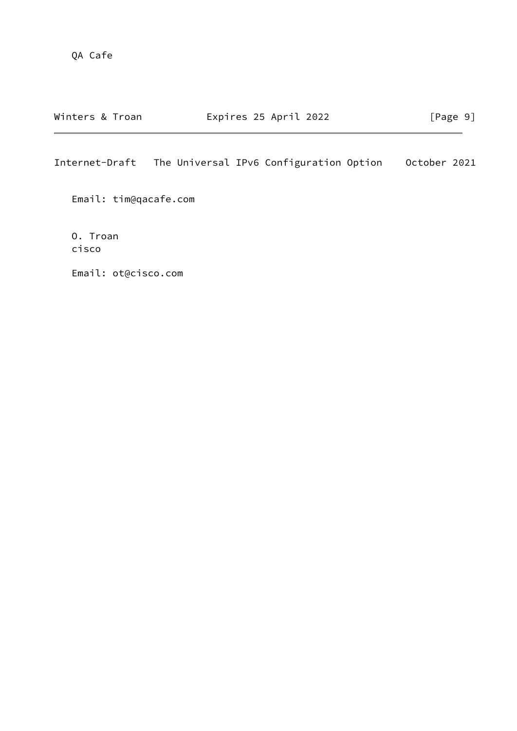QA Cafe

Email: tim@qacafe.com

O. Troan
cisco

Email: ot@cisco.com